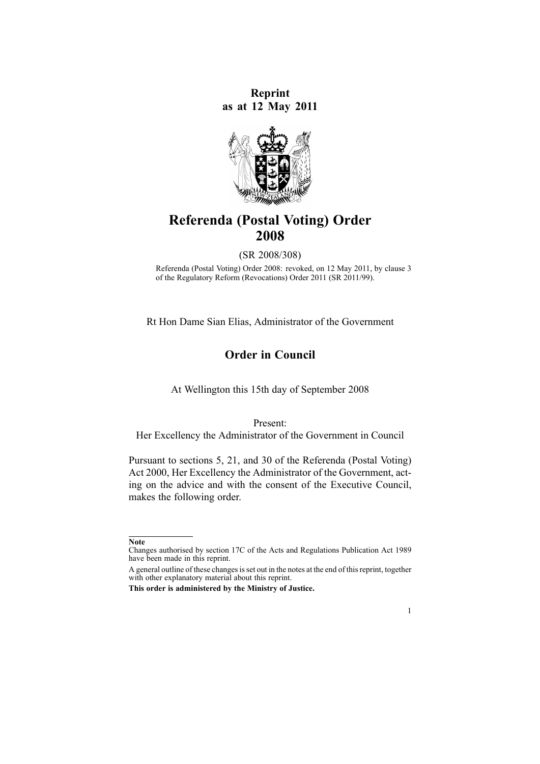**Reprint as at 12 May 2011**

# Referenda (Postal Voting) Order 2008

(SR 2008/308)

Referenda (Postal Voting) Order 2008: revoked, on 12 May 2011, by clause 3 of the Regulatory Reform (Revocations) Order 2011 (SR 2011/99).

Rt Hon Dame Sian Elias, Administrator of the Government

## Order in Council

At Wellington this 15th day of September 2008

Present:
Her Excellency the Administrator of the Government in Council

Pursuant to sections 5, 21, and 30 of the Referenda (Postal Voting) Act 2000, Her Excellency the Administrator of the Government, acting on the advice and with the consent of the Executive Council, makes the following order.

---

**Note**

Changes authorised by section 17C of the Acts and Regulations Publication Act 1989 have been made in this reprint.

A general outline of these changes is set out in the notes at the end of this reprint, together with other explanatory material about this reprint.

**This order is administered by the Ministry of Justice.**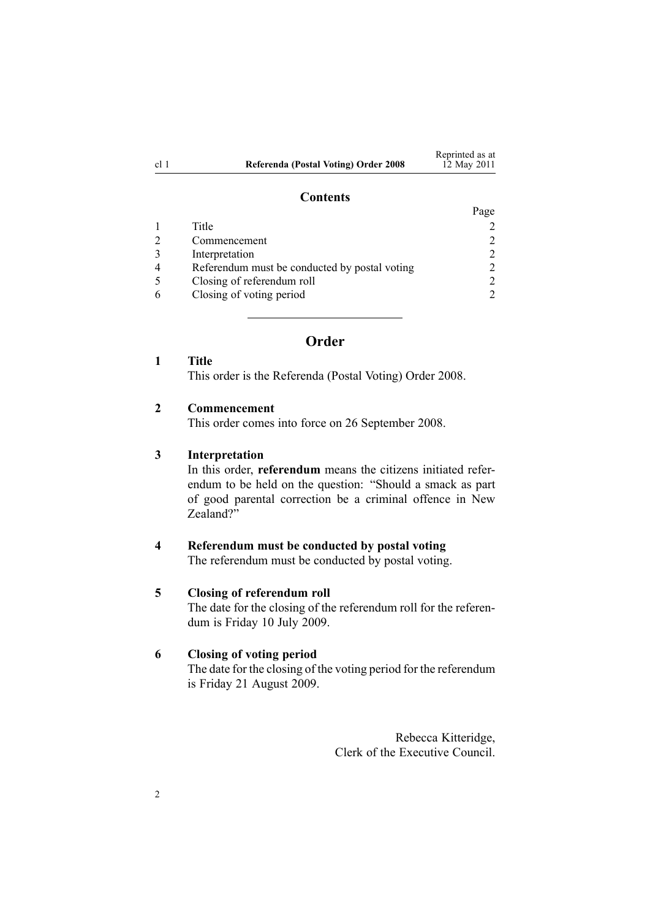## Contents

| | | Page |
|---|---|---|
| 1 | Title | 2 |
| 2 | Commencement | 2 |
| 3 | Interpretation | 2 |
| 4 | Referendum must be conducted by postal voting | 2 |
| 5 | Closing of referendum roll | 2 |
| 6 | Closing of voting period | 2 |

---

# Order

### 1 Title

This order is the Referenda (Postal Voting) Order 2008.

### 2 Commencement

This order comes into force on 26 September 2008.

### 3 Interpretation

In this order, **referendum** means the citizens initiated referendum to be held on the question: "Should a smack as part of good parental correction be a criminal offence in New Zealand?"

### 4 Referendum must be conducted by postal voting

The referendum must be conducted by postal voting.

### 5 Closing of referendum roll

The date for the closing of the referendum roll for the referendum is Friday 10 July 2009.

### 6 Closing of voting period

The date for the closing of the voting period for the referendum is Friday 21 August 2009.

Rebecca Kitteridge,
Clerk of the Executive Council.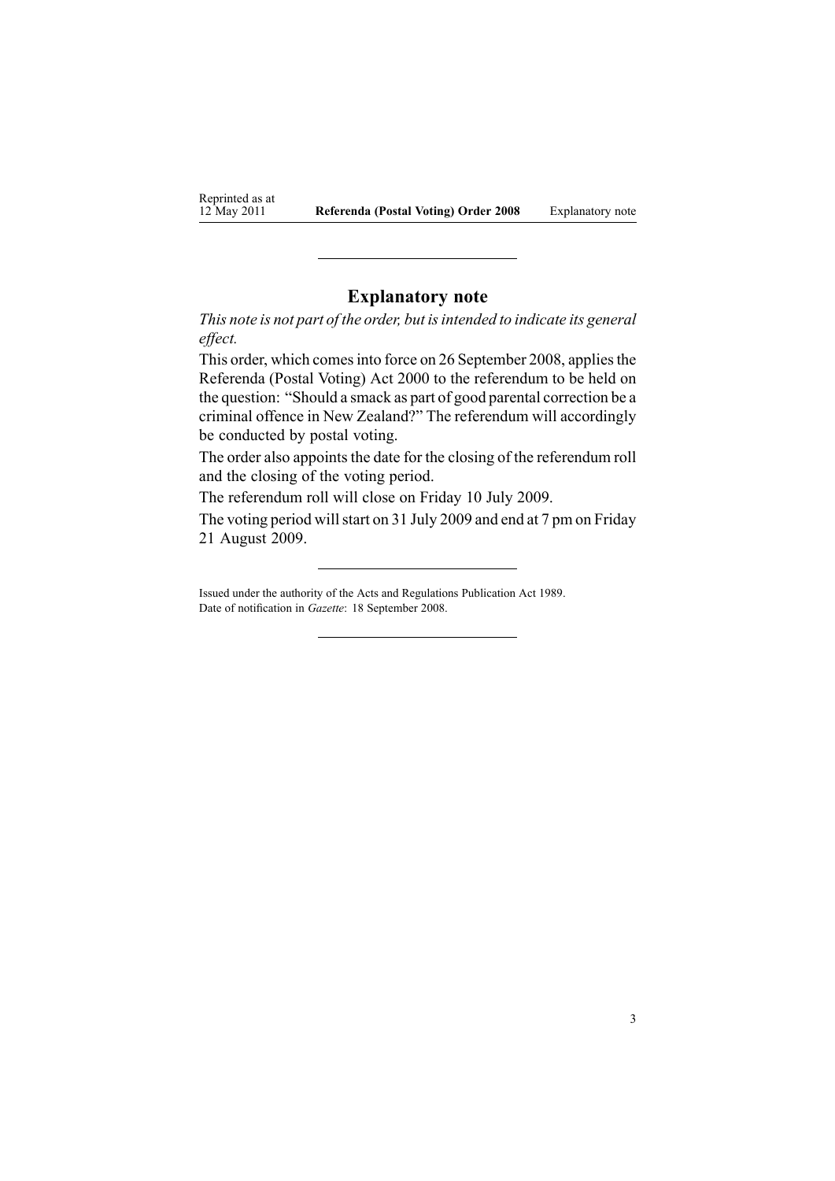## Explanatory note

*This note is not part of the order, but is intended to indicate its general effect.*

This order, which comes into force on 26 September 2008, applies the Referenda (Postal Voting) Act 2000 to the referendum to be held on the question: "Should a smack as part of good parental correction be a criminal offence in New Zealand?" The referendum will accordingly be conducted by postal voting.

The order also appoints the date for the closing of the referendum roll and the closing of the voting period.

The referendum roll will close on Friday 10 July 2009.

The voting period will start on 31 July 2009 and end at 7 pm on Friday 21 August 2009.

---

Issued under the authority of the Acts and Regulations Publication Act 1989.
Date of notification in *Gazette*: 18 September 2008.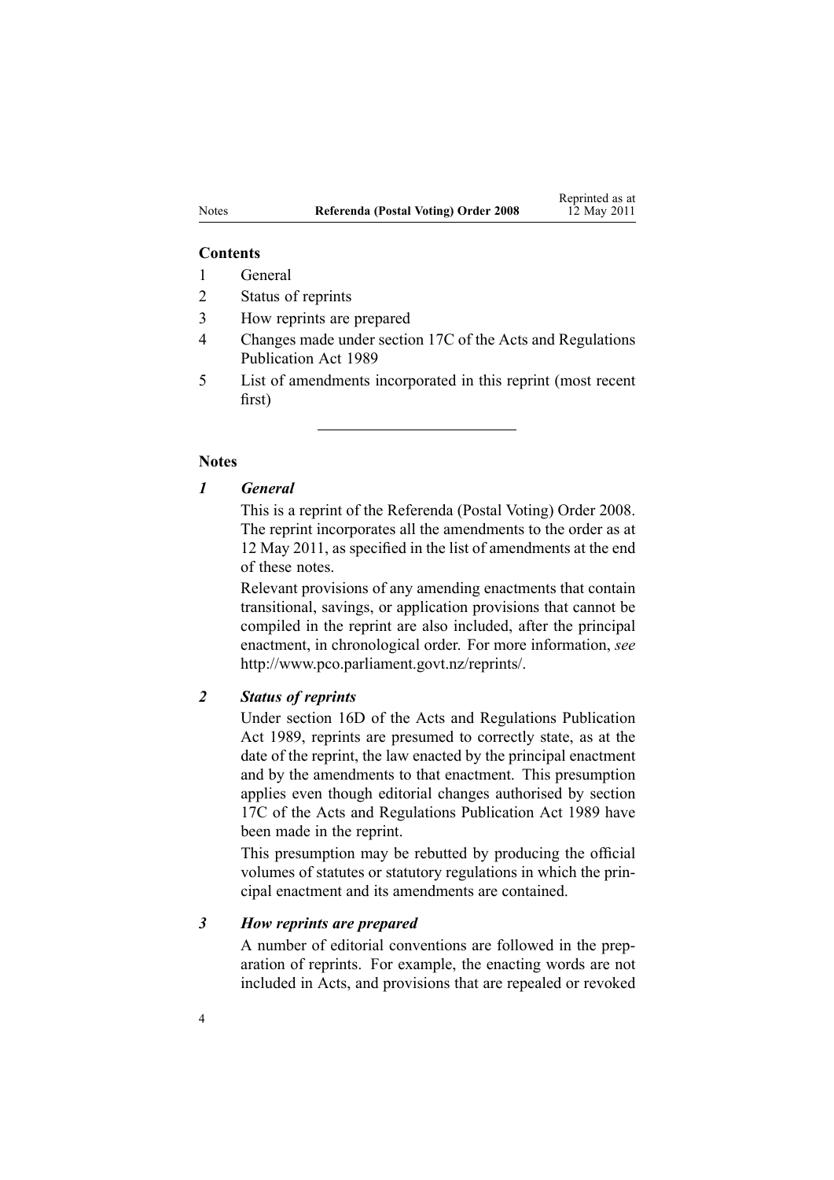**Contents**

1 General

2 Status of reprints

3 How reprints are prepared

4 Changes made under section 17C of the Acts and Regulations Publication Act 1989

5 List of amendments incorporated in this reprint (most recent first)

---

## Notes

### *1 General*

This is a reprint of the Referenda (Postal Voting) Order 2008. The reprint incorporates all the amendments to the order as at 12 May 2011, as specified in the list of amendments at the end of these notes.

Relevant provisions of any amending enactments that contain transitional, savings, or application provisions that cannot be compiled in the reprint are also included, after the principal enactment, in chronological order. For more information, *see* http://www.pco.parliament.govt.nz/reprints/.

### *2 Status of reprints*

Under section 16D of the Acts and Regulations Publication Act 1989, reprints are presumed to correctly state, as at the date of the reprint, the law enacted by the principal enactment and by the amendments to that enactment. This presumption applies even though editorial changes authorised by section 17C of the Acts and Regulations Publication Act 1989 have been made in the reprint.

This presumption may be rebutted by producing the official volumes of statutes or statutory regulations in which the principal enactment and its amendments are contained.

### *3 How reprints are prepared*

A number of editorial conventions are followed in the preparation of reprints. For example, the enacting words are not included in Acts, and provisions that are repealed or revoked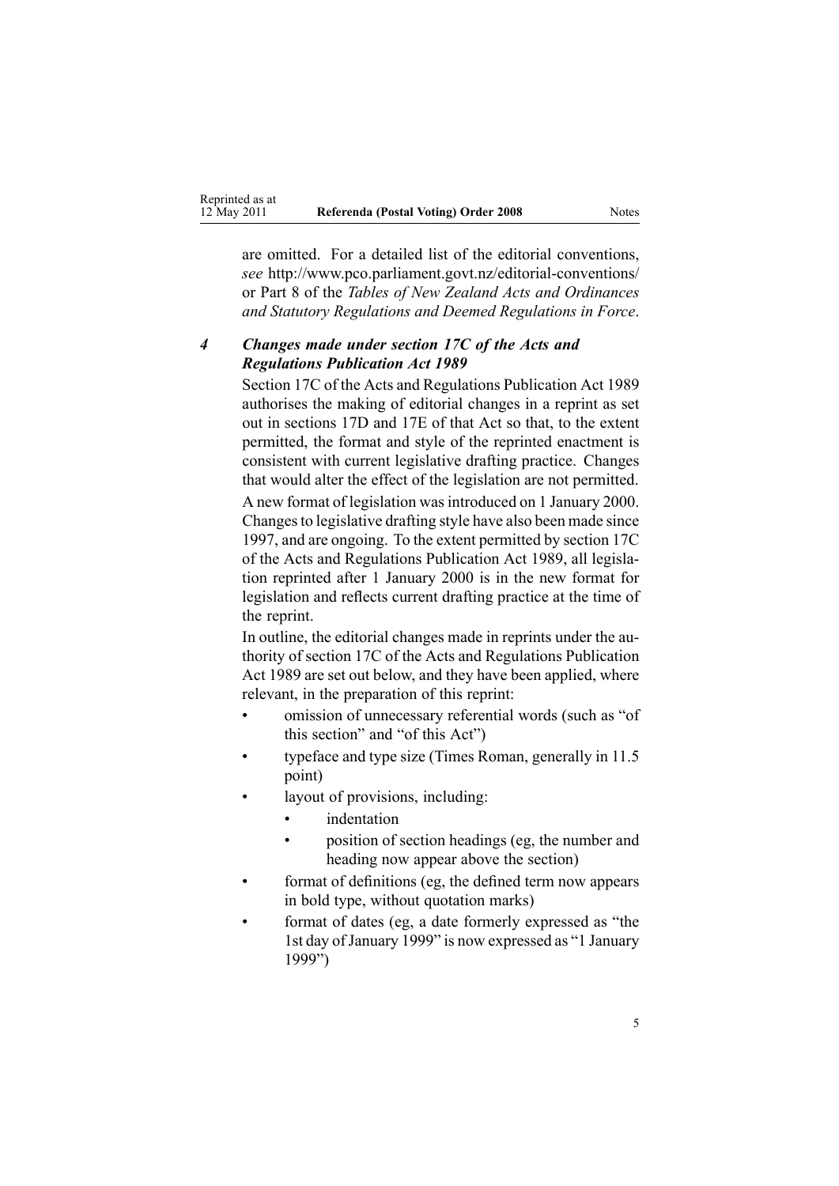are omitted. For a detailed list of the editorial conventions, *see* http://www.pco.parliament.govt.nz/editorial-conventions/ or Part 8 of the *Tables of New Zealand Acts and Ordinances and Statutory Regulations and Deemed Regulations in Force*.

### *4 Changes made under section 17C of the Acts and Regulations Publication Act 1989*

Section 17C of the Acts and Regulations Publication Act 1989 authorises the making of editorial changes in a reprint as set out in sections 17D and 17E of that Act so that, to the extent permitted, the format and style of the reprinted enactment is consistent with current legislative drafting practice. Changes that would alter the effect of the legislation are not permitted.

A new format of legislation was introduced on 1 January 2000. Changes to legislative drafting style have also been made since 1997, and are ongoing. To the extent permitted by section 17C of the Acts and Regulations Publication Act 1989, all legislation reprinted after 1 January 2000 is in the new format for legislation and reflects current drafting practice at the time of the reprint.

In outline, the editorial changes made in reprints under the authority of section 17C of the Acts and Regulations Publication Act 1989 are set out below, and they have been applied, where relevant, in the preparation of this reprint:

- omission of unnecessary referential words (such as "of this section" and "of this Act")
- typeface and type size (Times Roman, generally in 11.5 point)
- layout of provisions, including:
  - indentation
  - position of section headings (eg, the number and heading now appear above the section)
- format of definitions (eg, the defined term now appears in bold type, without quotation marks)
- format of dates (eg, a date formerly expressed as "the 1st day of January 1999" is now expressed as "1 January 1999")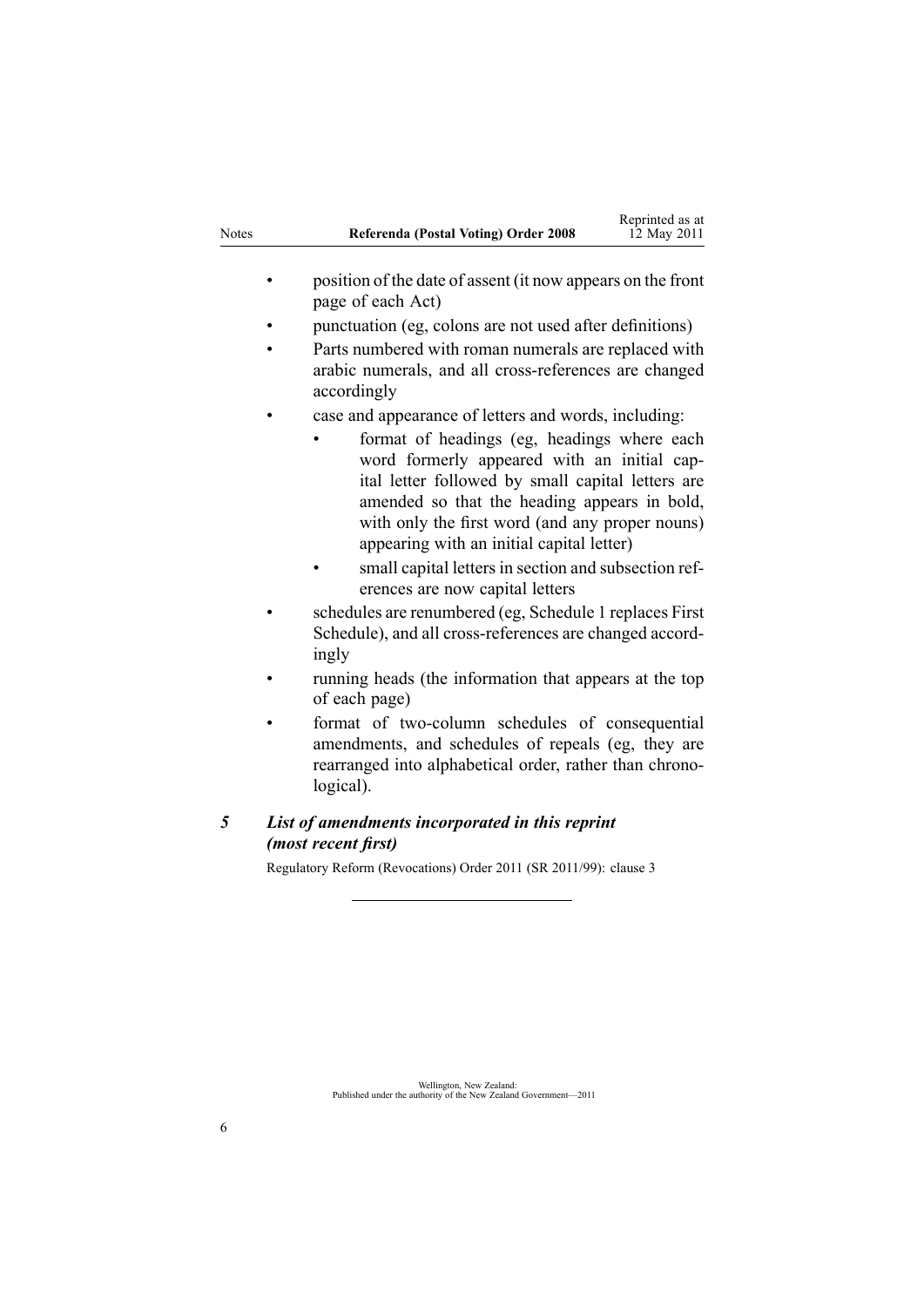- position of the date of assent (it now appears on the front page of each Act)
- punctuation (eg, colons are not used after definitions)
- Parts numbered with roman numerals are replaced with arabic numerals, and all cross-references are changed accordingly
- case and appearance of letters and words, including:
  - format of headings (eg, headings where each word formerly appeared with an initial capital letter followed by small capital letters are amended so that the heading appears in bold, with only the first word (and any proper nouns) appearing with an initial capital letter)
  - small capital letters in section and subsection references are now capital letters
- schedules are renumbered (eg, Schedule 1 replaces First Schedule), and all cross-references are changed accordingly
- running heads (the information that appears at the top of each page)
- format of two-column schedules of consequential amendments, and schedules of repeals (eg, they are rearranged into alphabetical order, rather than chronological).

### *5 List of amendments incorporated in this reprint (most recent first)*

Regulatory Reform (Revocations) Order 2011 (SR 2011/99): clause 3

---

Wellington, New Zealand:
Published under the authority of the New Zealand Government—2011